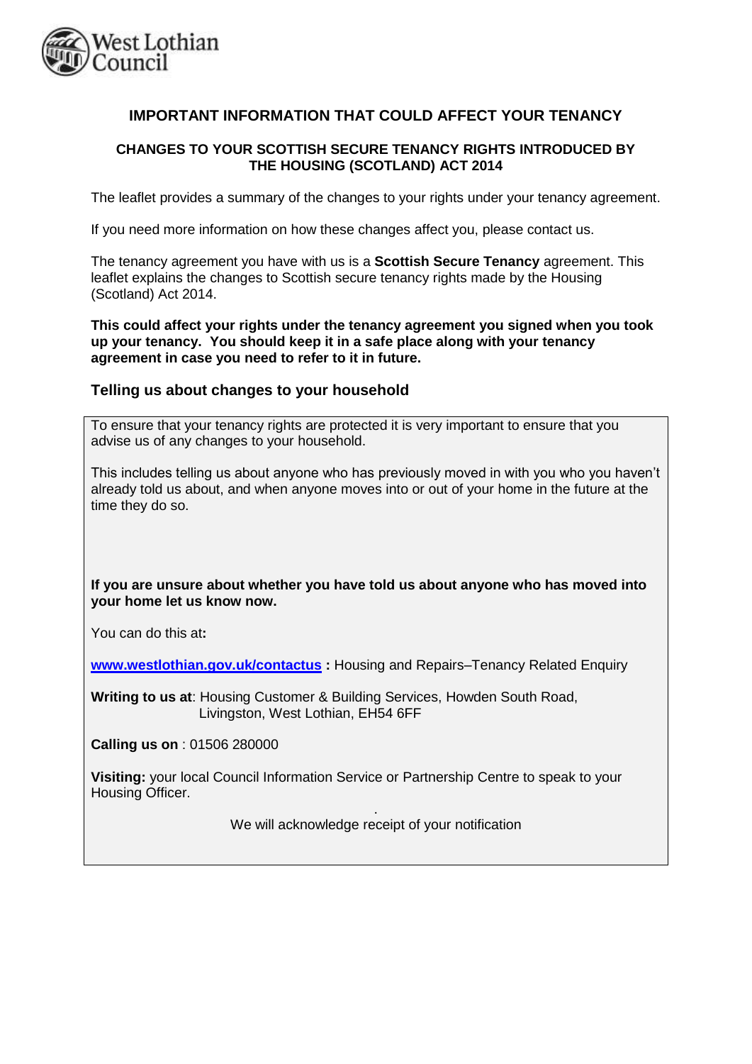West Lothian Council

## IMPORTANT INFORMATION THAT COULD AFFECT YOUR TENANCY

### CHANGES TO YOUR SCOTTISH SECURE TENANCY RIGHTS INTRODUCED BY THE HOUSING (SCOTLAND) ACT 2014

The leaflet provides a summary of the changes to your rights under your tenancy agreement.

If you need more information on how these changes affect you, please contact us.

The tenancy agreement you have with us is a **Scottish Secure Tenancy** agreement. This leaflet explains the changes to Scottish secure tenancy rights made by the Housing (Scotland) Act 2014.

**This could affect your rights under the tenancy agreement you signed when you took up your tenancy. You should keep it in a safe place along with your tenancy agreement in case you need to refer to it in future.**

### Telling us about changes to your household

To ensure that your tenancy rights are protected it is very important to ensure that you advise us of any changes to your household.

This includes telling us about anyone who has previously moved in with you who you haven't already told us about, and when anyone moves into or out of your home in the future at the time they do so.

**If you are unsure about whether you have told us about anyone who has moved into your home let us know now.**

You can do this at**:**

**[www.westlothian.gov.uk/contactus](http://www.westlothian.gov.uk/contactus) :** Housing and Repairs–Tenancy Related Enquiry

**Writing to us at**: Housing Customer & Building Services, Howden South Road, Livingston, West Lothian, EH54 6FF

**Calling us on** : 01506 280000

**Visiting:** your local Council Information Service or Partnership Centre to speak to your Housing Officer.

We will acknowledge receipt of your notification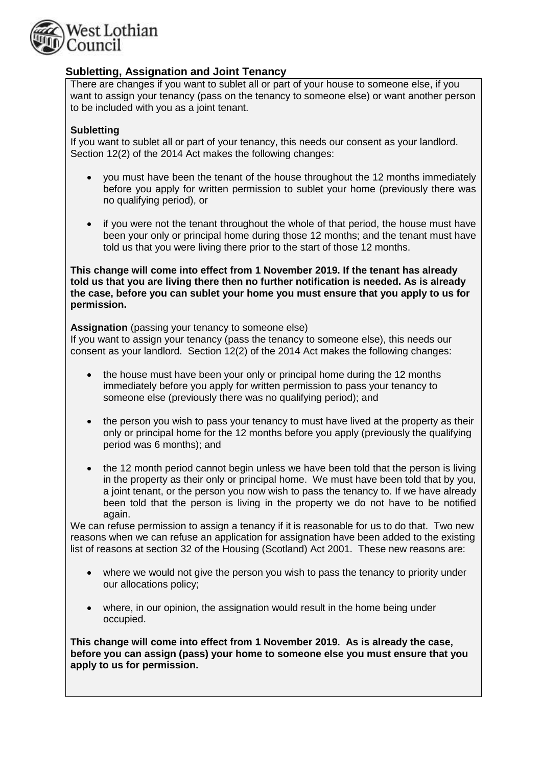## Subletting, Assignation and Joint Tenancy

There are changes if you want to sublet all or part of your house to someone else, if you want to assign your tenancy (pass on the tenancy to someone else) or want another person to be included with you as a joint tenant.

**Subletting**

If you want to sublet all or part of your tenancy, this needs our consent as your landlord. Section 12(2) of the 2014 Act makes the following changes:

- you must have been the tenant of the house throughout the 12 months immediately before you apply for written permission to sublet your home (previously there was no qualifying period), or
- if you were not the tenant throughout the whole of that period, the house must have been your only or principal home during those 12 months; and the tenant must have told us that you were living there prior to the start of those 12 months.

**This change will come into effect from 1 November 2019. If the tenant has already told us that you are living there then no further notification is needed. As is already the case, before you can sublet your home you must ensure that you apply to us for permission.**

**Assignation** (passing your tenancy to someone else)

If you want to assign your tenancy (pass the tenancy to someone else), this needs our consent as your landlord. Section 12(2) of the 2014 Act makes the following changes:

- the house must have been your only or principal home during the 12 months immediately before you apply for written permission to pass your tenancy to someone else (previously there was no qualifying period); and
- the person you wish to pass your tenancy to must have lived at the property as their only or principal home for the 12 months before you apply (previously the qualifying period was 6 months); and
- the 12 month period cannot begin unless we have been told that the person is living in the property as their only or principal home. We must have been told that by you, a joint tenant, or the person you now wish to pass the tenancy to. If we have already been told that the person is living in the property we do not have to be notified again.

We can refuse permission to assign a tenancy if it is reasonable for us to do that. Two new reasons when we can refuse an application for assignation have been added to the existing list of reasons at section 32 of the Housing (Scotland) Act 2001. These new reasons are:

- where we would not give the person you wish to pass the tenancy to priority under our allocations policy;
- where, in our opinion, the assignation would result in the home being under occupied.

**This change will come into effect from 1 November 2019. As is already the case, before you can assign (pass) your home to someone else you must ensure that you apply to us for permission.**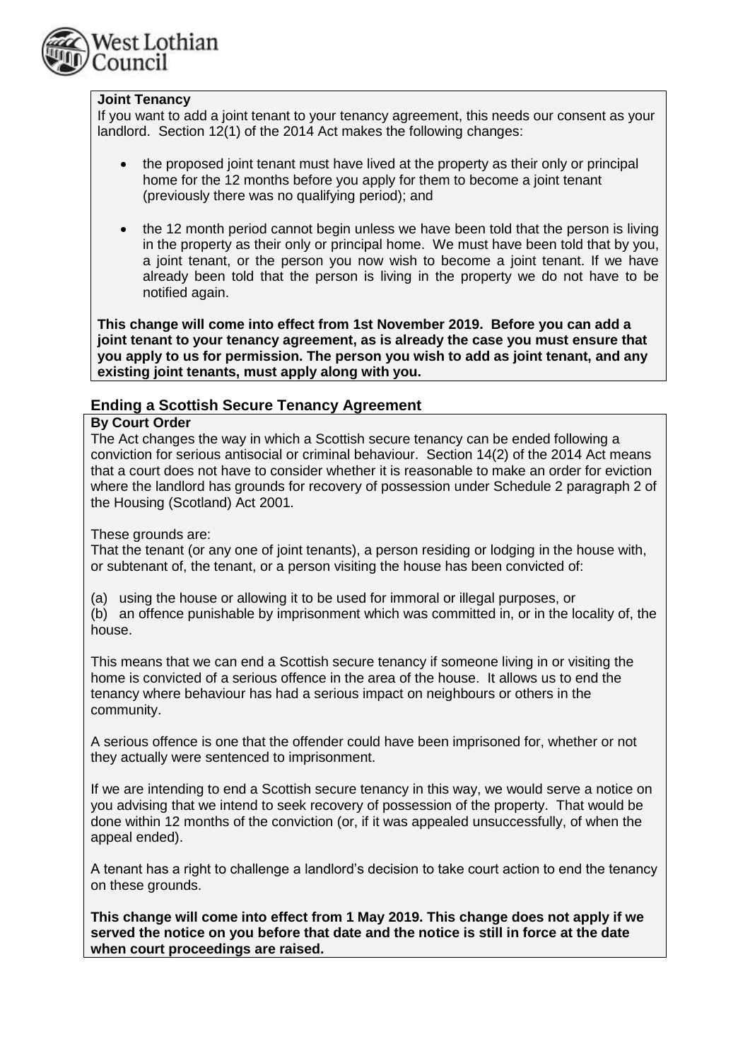**Joint Tenancy**

If you want to add a joint tenant to your tenancy agreement, this needs our consent as your landlord. Section 12(1) of the 2014 Act makes the following changes:

- the proposed joint tenant must have lived at the property as their only or principal home for the 12 months before you apply for them to become a joint tenant (previously there was no qualifying period); and
- the 12 month period cannot begin unless we have been told that the person is living in the property as their only or principal home. We must have been told that by you, a joint tenant, or the person you now wish to become a joint tenant. If we have already been told that the person is living in the property we do not have to be notified again.

**This change will come into effect from 1st November 2019. Before you can add a joint tenant to your tenancy agreement, as is already the case you must ensure that you apply to us for permission. The person you wish to add as joint tenant, and any existing joint tenants, must apply along with you.**

## Ending a Scottish Secure Tenancy Agreement

**By Court Order**

The Act changes the way in which a Scottish secure tenancy can be ended following a conviction for serious antisocial or criminal behaviour. Section 14(2) of the 2014 Act means that a court does not have to consider whether it is reasonable to make an order for eviction where the landlord has grounds for recovery of possession under Schedule 2 paragraph 2 of the Housing (Scotland) Act 2001.

These grounds are:

That the tenant (or any one of joint tenants), a person residing or lodging in the house with, or subtenant of, the tenant, or a person visiting the house has been convicted of:

(a) using the house or allowing it to be used for immoral or illegal purposes, or

(b) an offence punishable by imprisonment which was committed in, or in the locality of, the house.

This means that we can end a Scottish secure tenancy if someone living in or visiting the home is convicted of a serious offence in the area of the house. It allows us to end the tenancy where behaviour has had a serious impact on neighbours or others in the community.

A serious offence is one that the offender could have been imprisoned for, whether or not they actually were sentenced to imprisonment.

If we are intending to end a Scottish secure tenancy in this way, we would serve a notice on you advising that we intend to seek recovery of possession of the property. That would be done within 12 months of the conviction (or, if it was appealed unsuccessfully, of when the appeal ended).

A tenant has a right to challenge a landlord's decision to take court action to end the tenancy on these grounds.

**This change will come into effect from 1 May 2019. This change does not apply if we served the notice on you before that date and the notice is still in force at the date when court proceedings are raised.**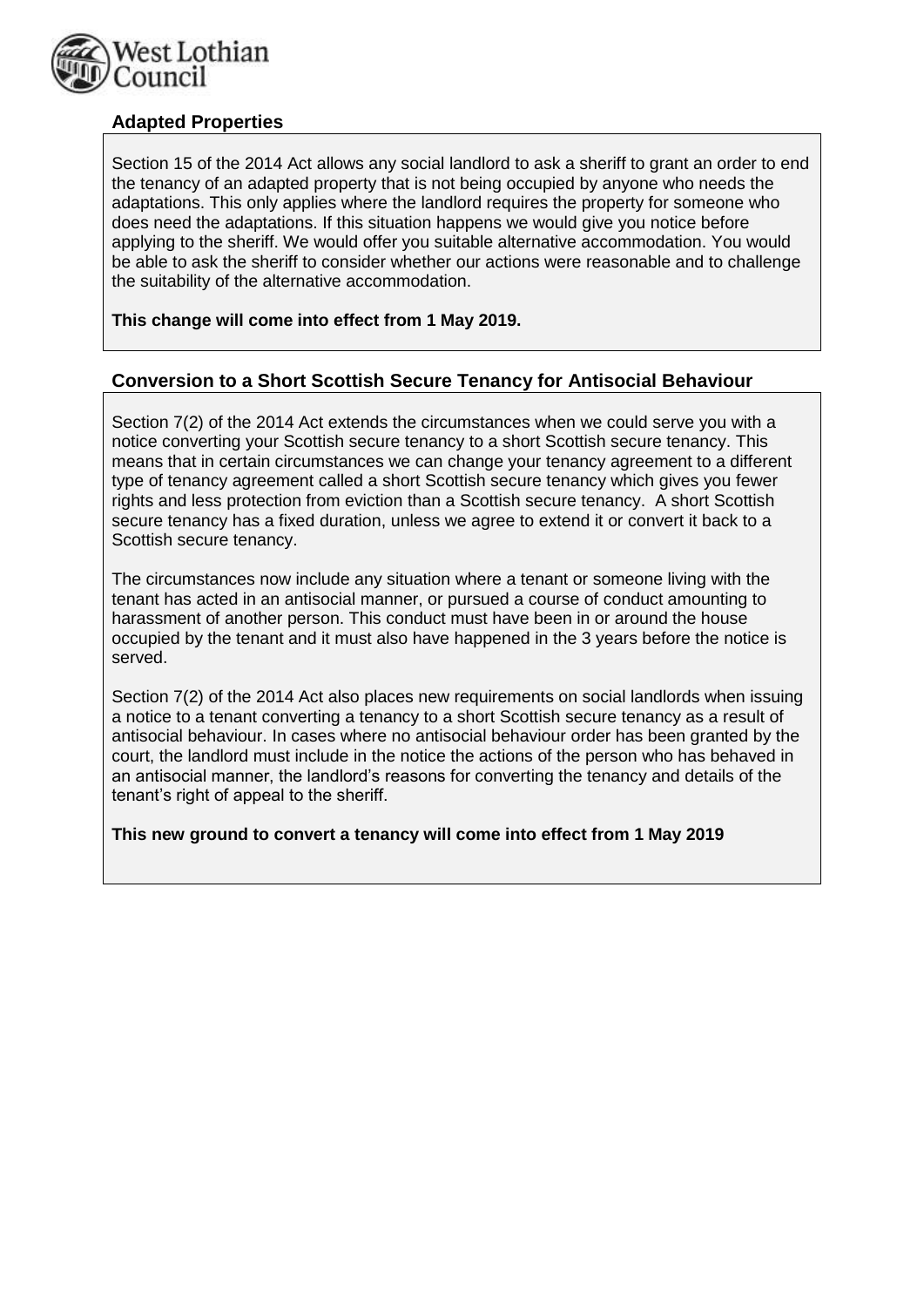## Adapted Properties

Section 15 of the 2014 Act allows any social landlord to ask a sheriff to grant an order to end the tenancy of an adapted property that is not being occupied by anyone who needs the adaptations. This only applies where the landlord requires the property for someone who does need the adaptations. If this situation happens we would give you notice before applying to the sheriff. We would offer you suitable alternative accommodation. You would be able to ask the sheriff to consider whether our actions were reasonable and to challenge the suitability of the alternative accommodation.

**This change will come into effect from 1 May 2019.**

## Conversion to a Short Scottish Secure Tenancy for Antisocial Behaviour

Section 7(2) of the 2014 Act extends the circumstances when we could serve you with a notice converting your Scottish secure tenancy to a short Scottish secure tenancy. This means that in certain circumstances we can change your tenancy agreement to a different type of tenancy agreement called a short Scottish secure tenancy which gives you fewer rights and less protection from eviction than a Scottish secure tenancy. A short Scottish secure tenancy has a fixed duration, unless we agree to extend it or convert it back to a Scottish secure tenancy.

The circumstances now include any situation where a tenant or someone living with the tenant has acted in an antisocial manner, or pursued a course of conduct amounting to harassment of another person. This conduct must have been in or around the house occupied by the tenant and it must also have happened in the 3 years before the notice is served.

Section 7(2) of the 2014 Act also places new requirements on social landlords when issuing a notice to a tenant converting a tenancy to a short Scottish secure tenancy as a result of antisocial behaviour. In cases where no antisocial behaviour order has been granted by the court, the landlord must include in the notice the actions of the person who has behaved in an antisocial manner, the landlord's reasons for converting the tenancy and details of the tenant's right of appeal to the sheriff.

**This new ground to convert a tenancy will come into effect from 1 May 2019**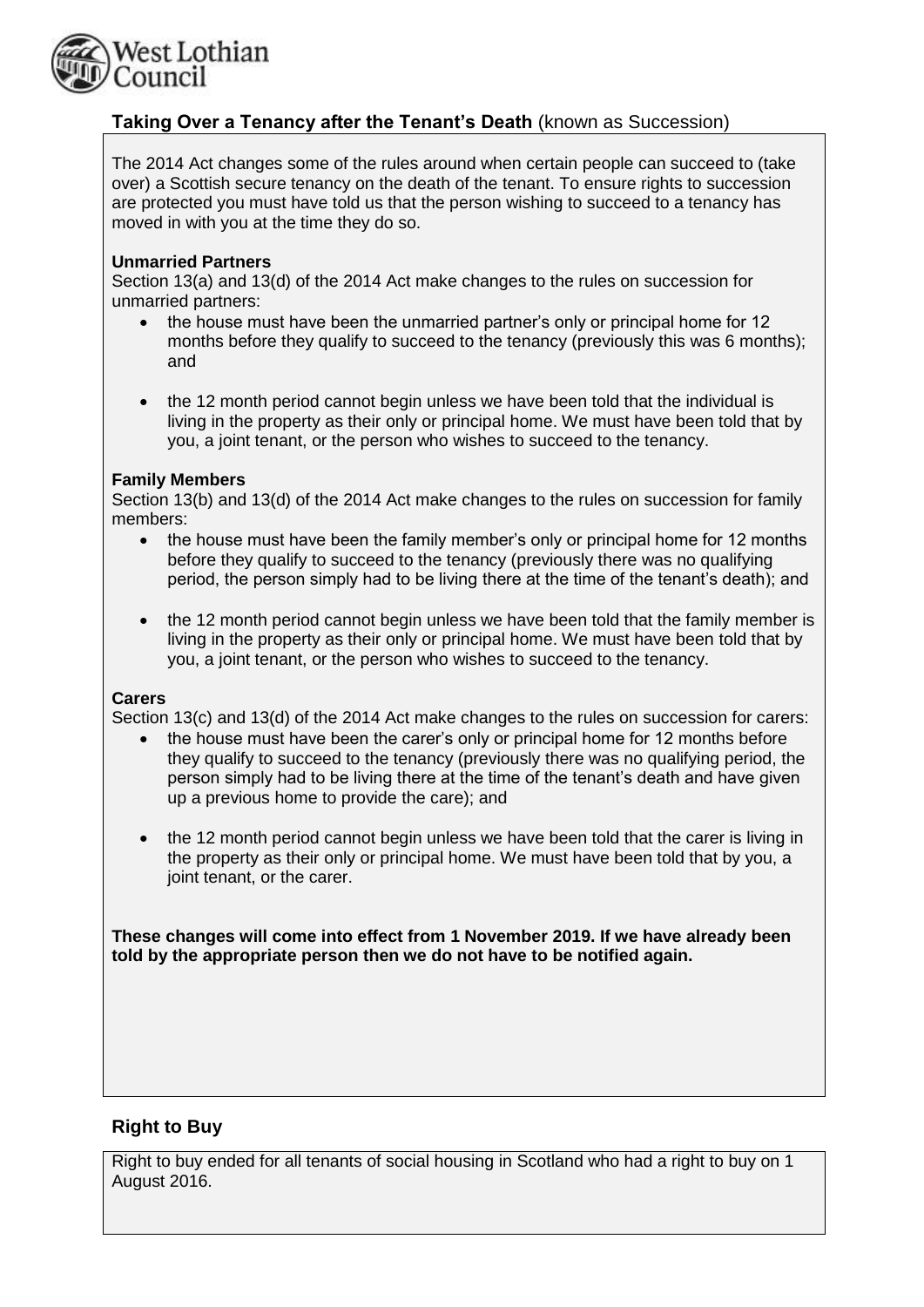West Lothian Council

## Taking Over a Tenancy after the Tenant's Death (known as Succession)

The 2014 Act changes some of the rules around when certain people can succeed to (take over) a Scottish secure tenancy on the death of the tenant. To ensure rights to succession are protected you must have told us that the person wishing to succeed to a tenancy has moved in with you at the time they do so.

**Unmarried Partners**

Section 13(a) and 13(d) of the 2014 Act make changes to the rules on succession for unmarried partners:

- the house must have been the unmarried partner's only or principal home for 12 months before they qualify to succeed to the tenancy (previously this was 6 months); and
- the 12 month period cannot begin unless we have been told that the individual is living in the property as their only or principal home. We must have been told that by you, a joint tenant, or the person who wishes to succeed to the tenancy.

**Family Members**

Section 13(b) and 13(d) of the 2014 Act make changes to the rules on succession for family members:

- the house must have been the family member's only or principal home for 12 months before they qualify to succeed to the tenancy (previously there was no qualifying period, the person simply had to be living there at the time of the tenant's death); and
- the 12 month period cannot begin unless we have been told that the family member is living in the property as their only or principal home. We must have been told that by you, a joint tenant, or the person who wishes to succeed to the tenancy.

**Carers**

Section 13(c) and 13(d) of the 2014 Act make changes to the rules on succession for carers:

- the house must have been the carer's only or principal home for 12 months before they qualify to succeed to the tenancy (previously there was no qualifying period, the person simply had to be living there at the time of the tenant's death and have given up a previous home to provide the care); and
- the 12 month period cannot begin unless we have been told that the carer is living in the property as their only or principal home. We must have been told that by you, a joint tenant, or the carer.

**These changes will come into effect from 1 November 2019. If we have already been told by the appropriate person then we do not have to be notified again.**

## Right to Buy

Right to buy ended for all tenants of social housing in Scotland who had a right to buy on 1 August 2016.